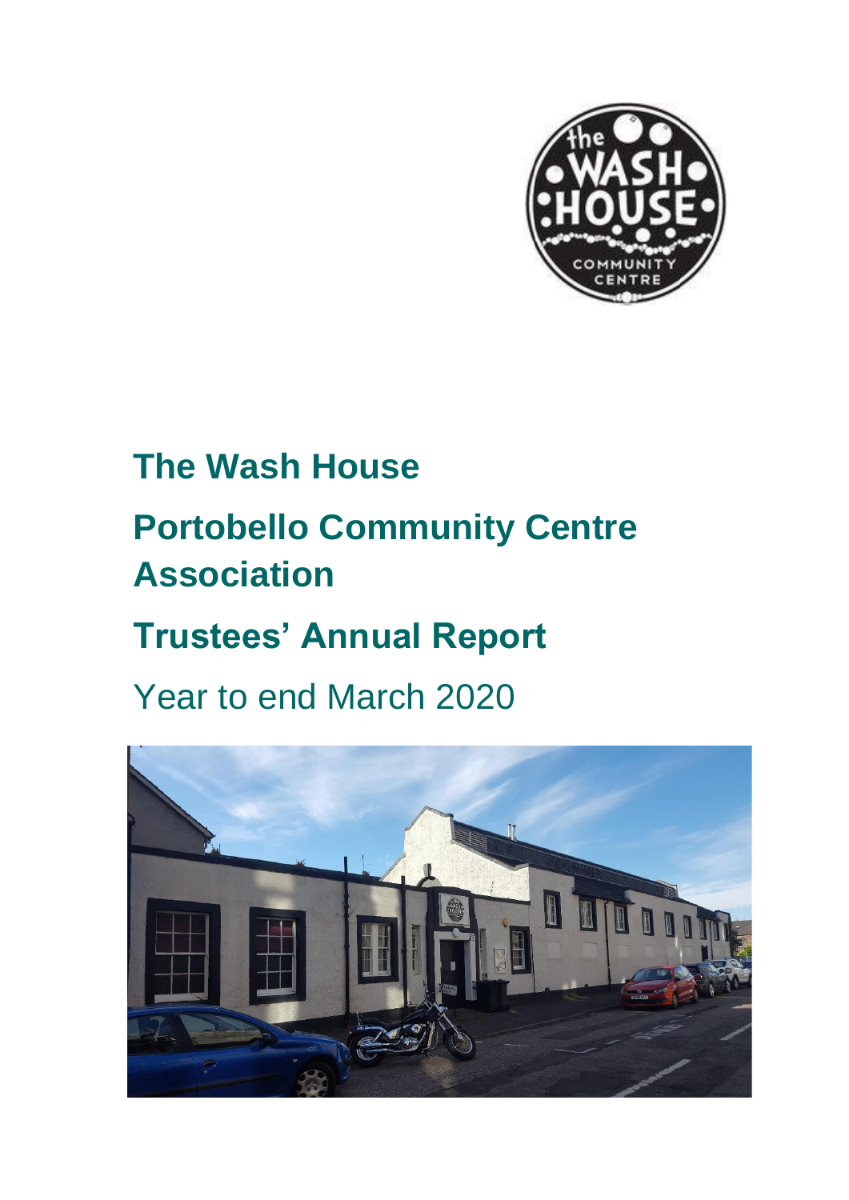# The Wash House

# Portobello Community Centre Association

# Trustees' Annual Report

Year to end March 2020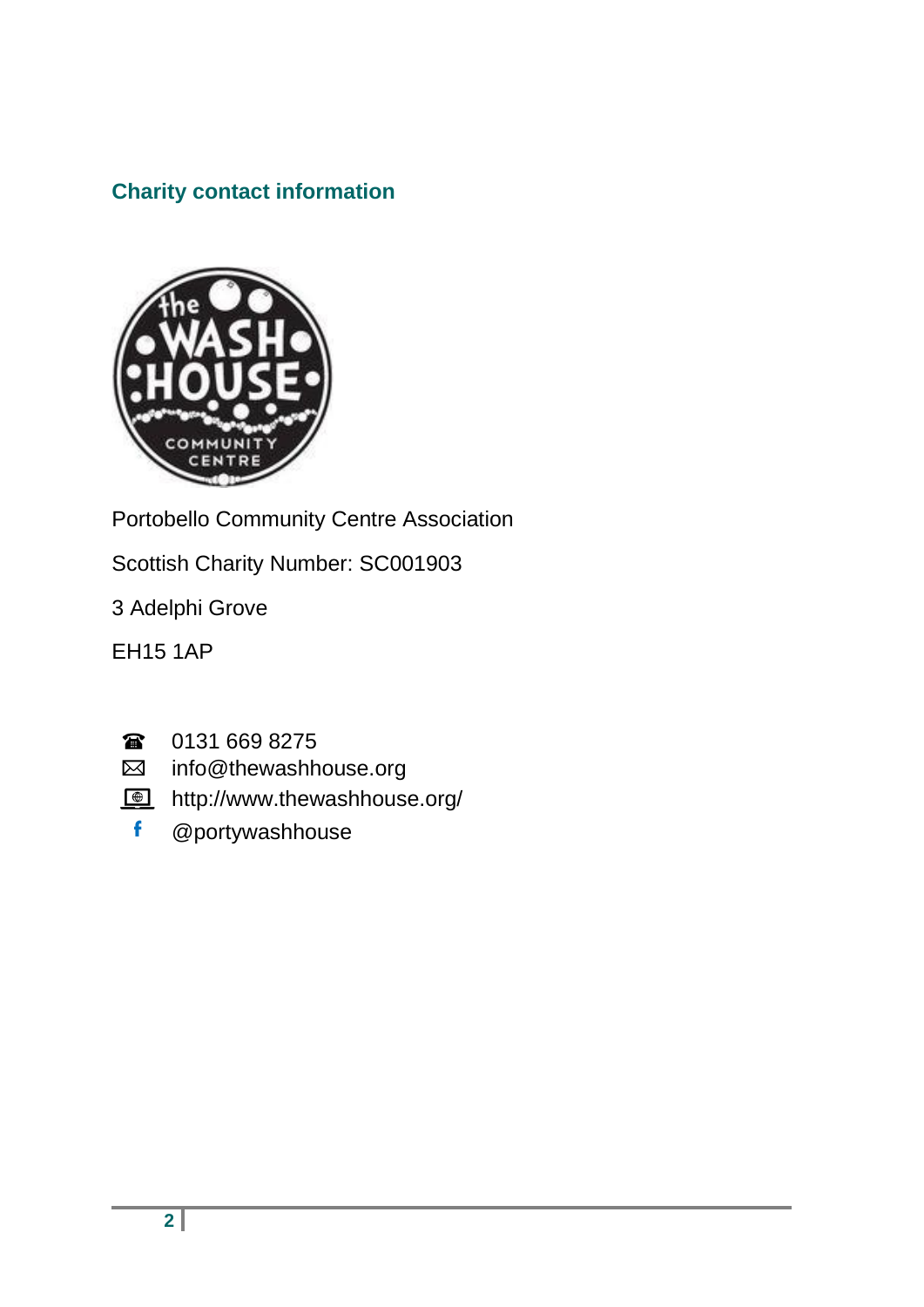## Charity contact information

Portobello Community Centre Association

Scottish Charity Number: SC001903

3 Adelphi Grove

EH15 1AP

☎ 0131 669 8275

✉ info@thewashhouse.org

http://www.thewashhouse.org/

f @portywashhouse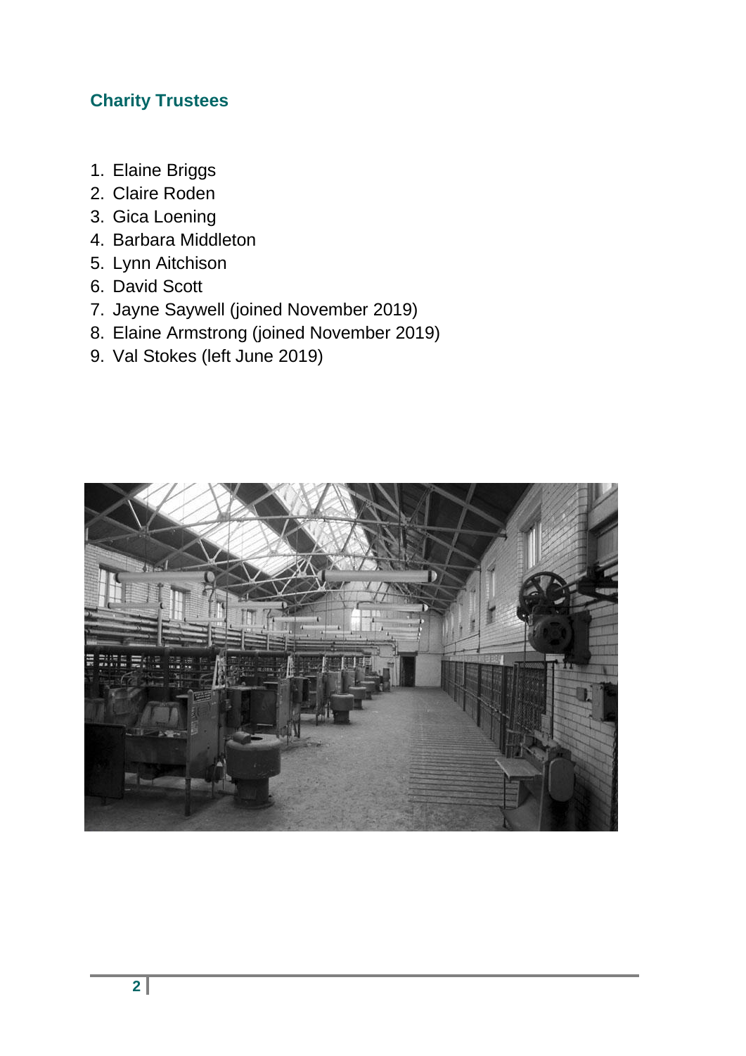## Charity Trustees

1. Elaine Briggs
2. Claire Roden
3. Gica Loening
4. Barbara Middleton
5. Lynn Aitchison
6. David Scott
7. Jayne Saywell (joined November 2019)
8. Elaine Armstrong (joined November 2019)
9. Val Stokes (left June 2019)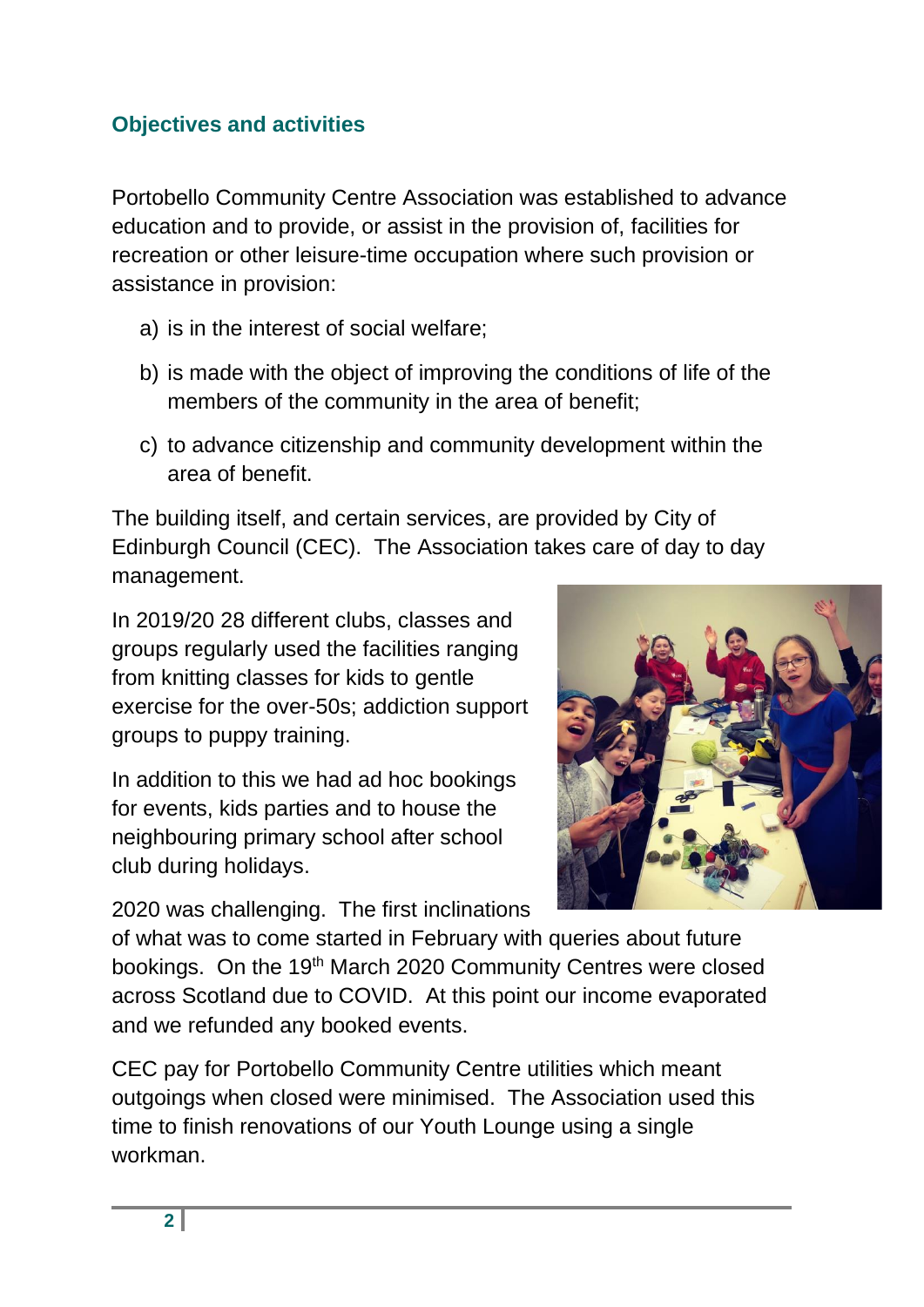## Objectives and activities

Portobello Community Centre Association was established to advance education and to provide, or assist in the provision of, facilities for recreation or other leisure-time occupation where such provision or assistance in provision:

a) is in the interest of social welfare;

b) is made with the object of improving the conditions of life of the members of the community in the area of benefit;

c) to advance citizenship and community development within the area of benefit.

The building itself, and certain services, are provided by City of Edinburgh Council (CEC). The Association takes care of day to day management.

In 2019/20 28 different clubs, classes and groups regularly used the facilities ranging from knitting classes for kids to gentle exercise for the over-50s; addiction support groups to puppy training.

In addition to this we had ad hoc bookings for events, kids parties and to house the neighbouring primary school after school club during holidays.

2020 was challenging. The first inclinations of what was to come started in February with queries about future bookings. On the 19th March 2020 Community Centres were closed across Scotland due to COVID. At this point our income evaporated and we refunded any booked events.

CEC pay for Portobello Community Centre utilities which meant outgoings when closed were minimised. The Association used this time to finish renovations of our Youth Lounge using a single workman.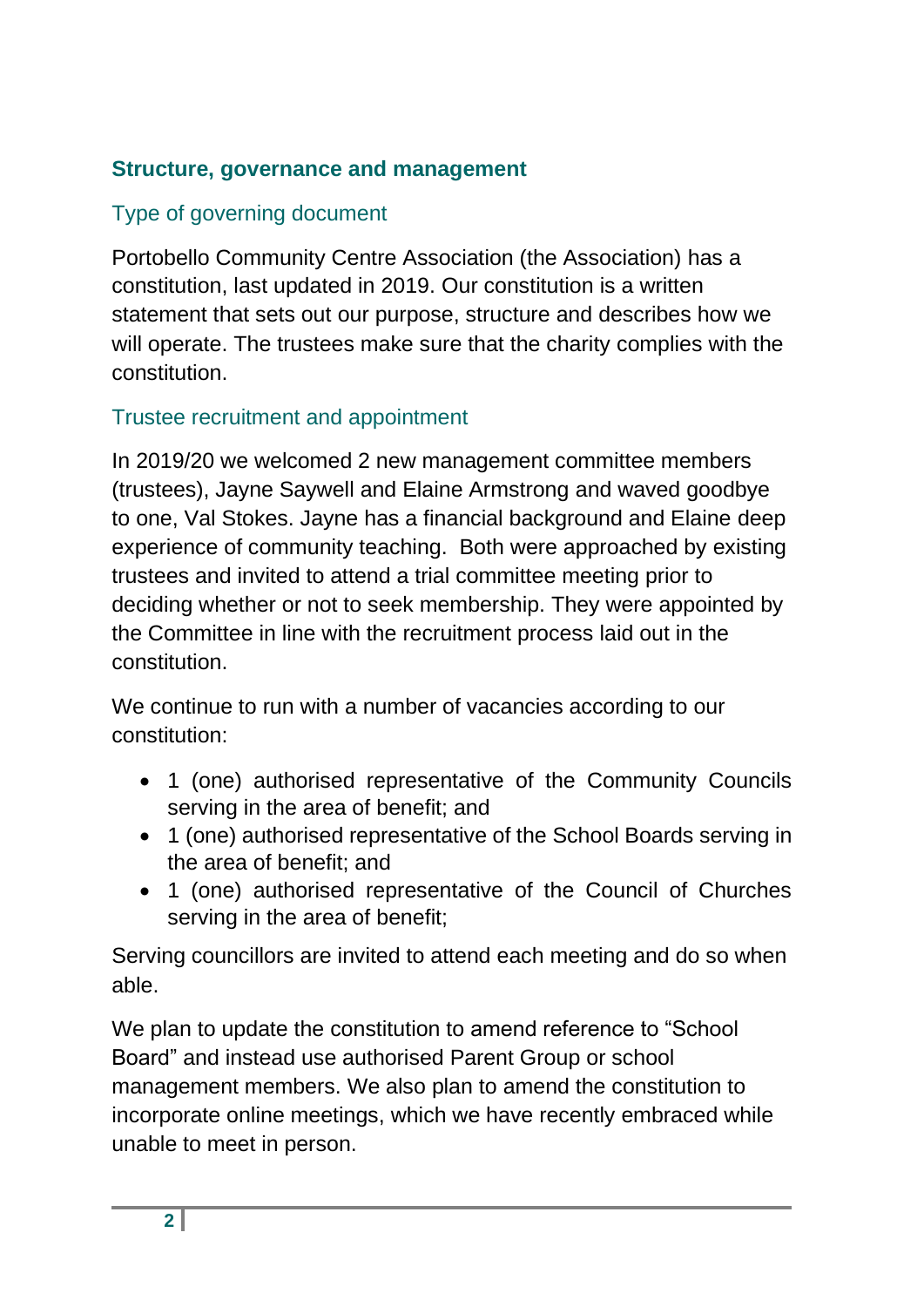## Structure, governance and management

### Type of governing document

Portobello Community Centre Association (the Association) has a constitution, last updated in 2019. Our constitution is a written statement that sets out our purpose, structure and describes how we will operate. The trustees make sure that the charity complies with the constitution.

### Trustee recruitment and appointment

In 2019/20 we welcomed 2 new management committee members (trustees), Jayne Saywell and Elaine Armstrong and waved goodbye to one, Val Stokes. Jayne has a financial background and Elaine deep experience of community teaching. Both were approached by existing trustees and invited to attend a trial committee meeting prior to deciding whether or not to seek membership. They were appointed by the Committee in line with the recruitment process laid out in the constitution.

We continue to run with a number of vacancies according to our constitution:

- 1 (one) authorised representative of the Community Councils serving in the area of benefit; and
- 1 (one) authorised representative of the School Boards serving in the area of benefit; and
- 1 (one) authorised representative of the Council of Churches serving in the area of benefit;

Serving councillors are invited to attend each meeting and do so when able.

We plan to update the constitution to amend reference to "School Board" and instead use authorised Parent Group or school management members. We also plan to amend the constitution to incorporate online meetings, which we have recently embraced while unable to meet in person.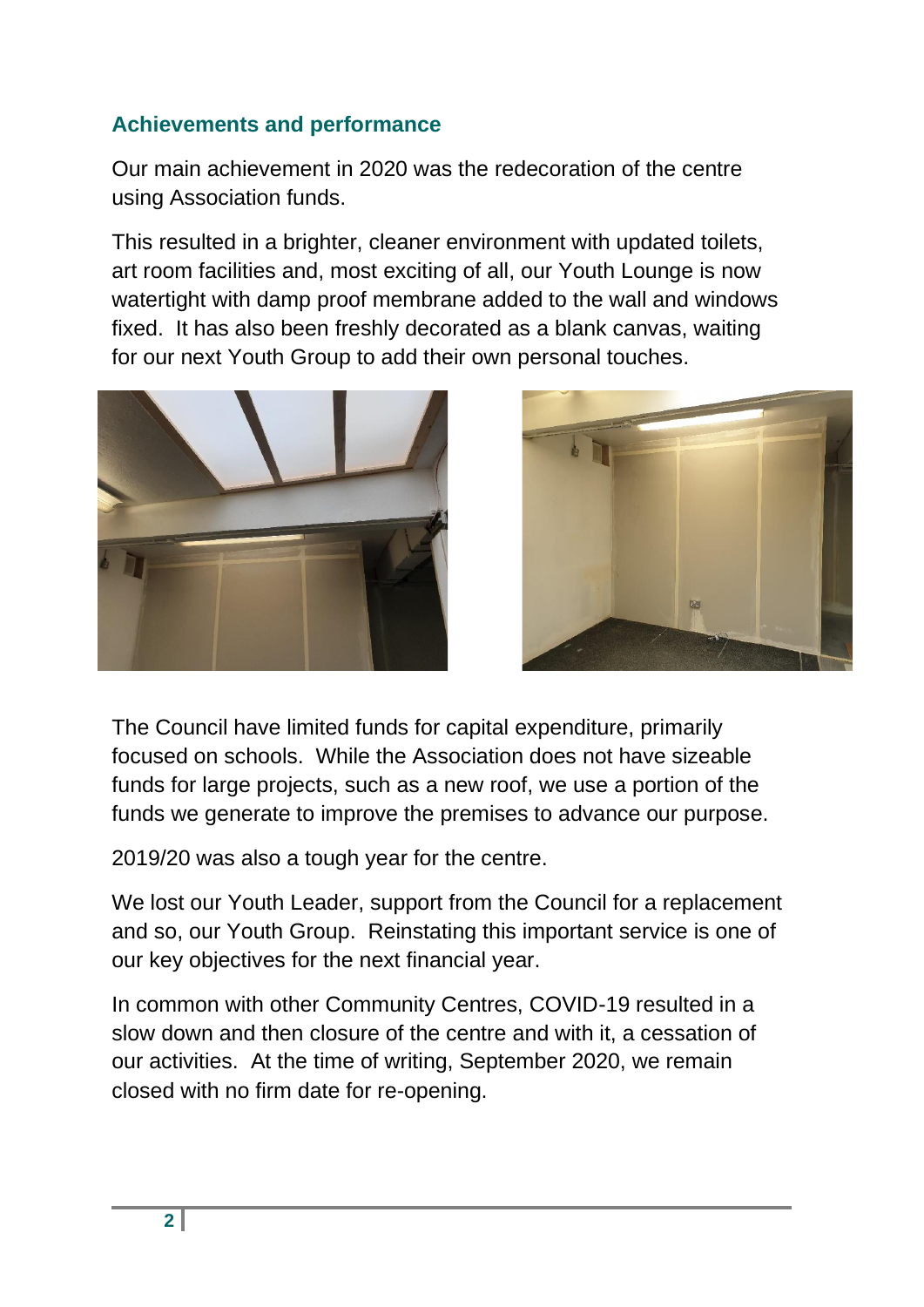## Achievements and performance

Our main achievement in 2020 was the redecoration of the centre using Association funds.

This resulted in a brighter, cleaner environment with updated toilets, art room facilities and, most exciting of all, our Youth Lounge is now watertight with damp proof membrane added to the wall and windows fixed. It has also been freshly decorated as a blank canvas, waiting for our next Youth Group to add their own personal touches.

The Council have limited funds for capital expenditure, primarily focused on schools. While the Association does not have sizeable funds for large projects, such as a new roof, we use a portion of the funds we generate to improve the premises to advance our purpose.

2019/20 was also a tough year for the centre.

We lost our Youth Leader, support from the Council for a replacement and so, our Youth Group. Reinstating this important service is one of our key objectives for the next financial year.

In common with other Community Centres, COVID-19 resulted in a slow down and then closure of the centre and with it, a cessation of our activities. At the time of writing, September 2020, we remain closed with no firm date for re-opening.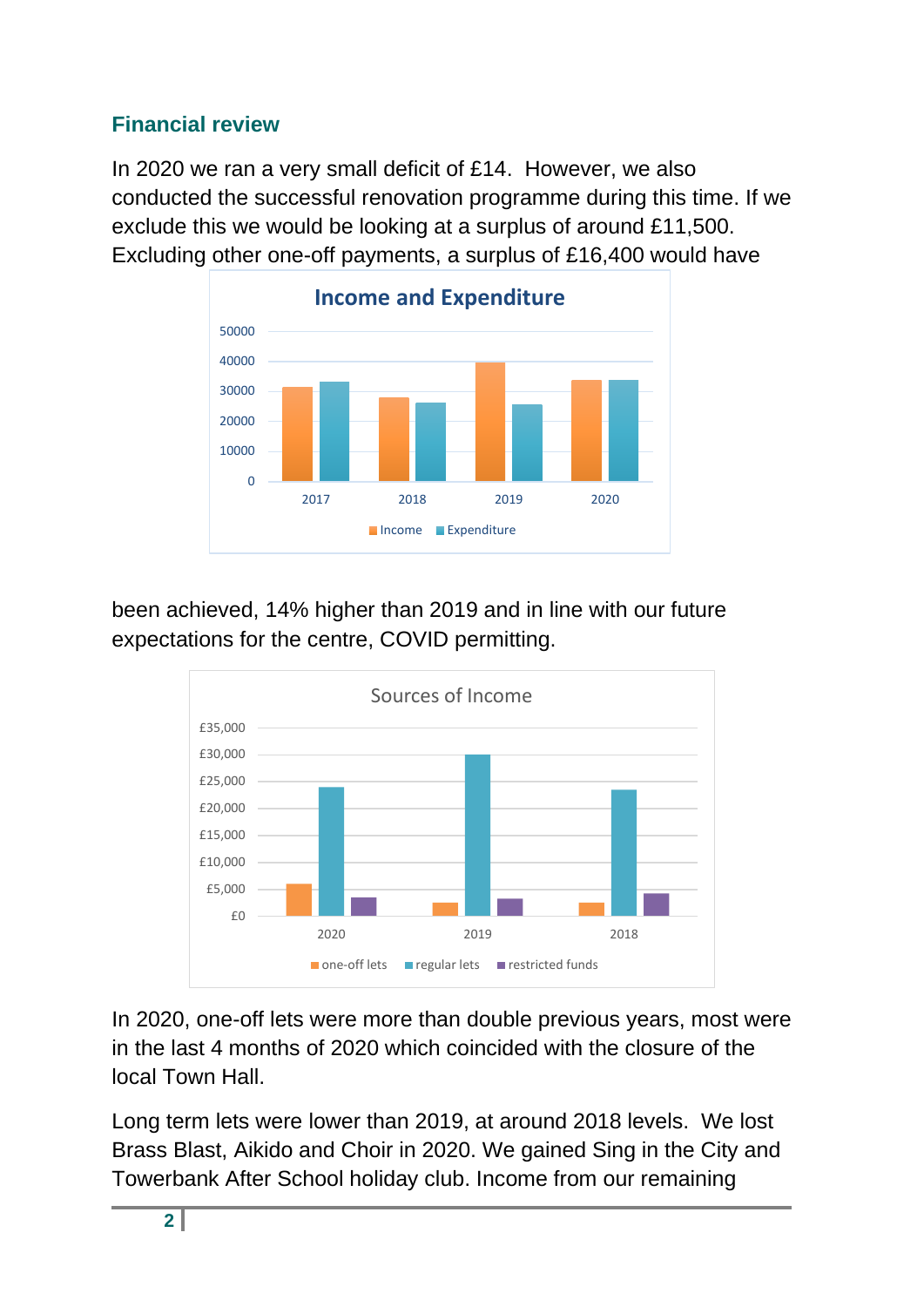## Financial review

In 2020 we ran a very small deficit of £14. However, we also conducted the successful renovation programme during this time. If we exclude this we would be looking at a surplus of around £11,500. Excluding other one-off payments, a surplus of £16,400 would have

Income and Expenditure

50000
40000
30000
20000
10000
0

2017
2018
2019
2020

Income
Expenditure

been achieved, 14% higher than 2019 and in line with our future expectations for the centre, COVID permitting.

Sources of Income

£35,000
£30,000
£25,000
£20,000
£15,000
£10,000
£5,000
£0

2020
2019
2018

one-off lets
regular lets
restricted funds

In 2020, one-off lets were more than double previous years, most were in the last 4 months of 2020 which coincided with the closure of the local Town Hall.

Long term lets were lower than 2019, at around 2018 levels. We lost Brass Blast, Aikido and Choir in 2020. We gained Sing in the City and Towerbank After School holiday club. Income from our remaining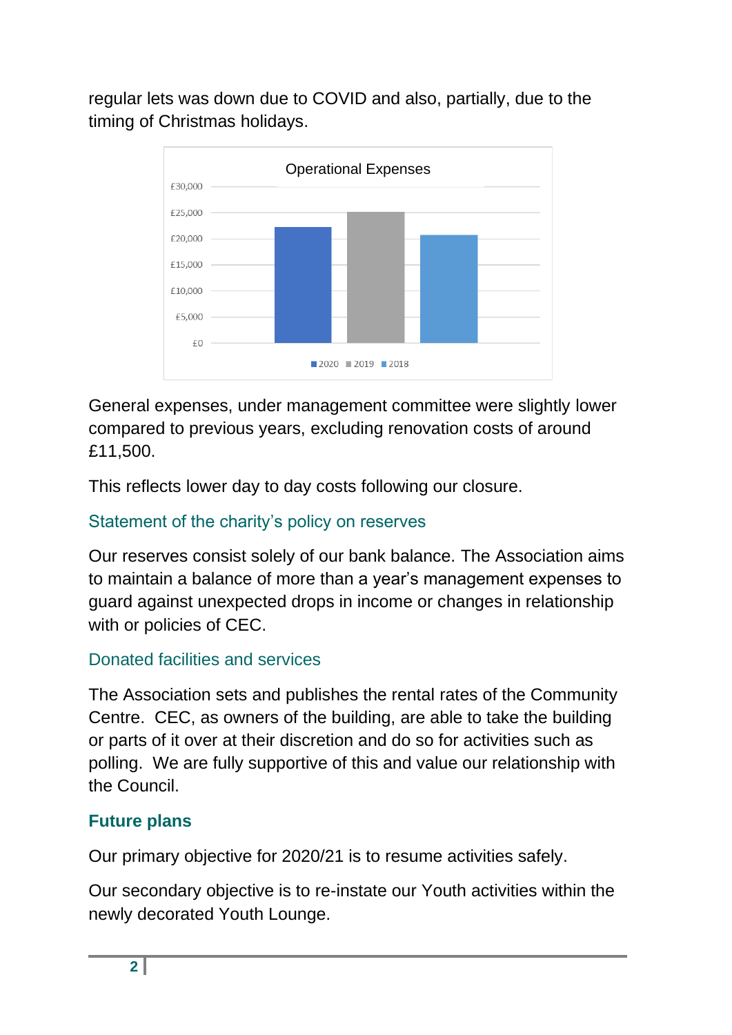regular lets was down due to COVID and also, partially, due to the timing of Christmas holidays.

Operational Expenses

£30,000
£25,000
£20,000
£15,000
£10,000
£5,000
£0

2020 2019 2018

General expenses, under management committee were slightly lower compared to previous years, excluding renovation costs of around £11,500.

This reflects lower day to day costs following our closure.

### Statement of the charity's policy on reserves

Our reserves consist solely of our bank balance. The Association aims to maintain a balance of more than a year's management expenses to guard against unexpected drops in income or changes in relationship with or policies of CEC.

### Donated facilities and services

The Association sets and publishes the rental rates of the Community Centre. CEC, as owners of the building, are able to take the building or parts of it over at their discretion and do so for activities such as polling. We are fully supportive of this and value our relationship with the Council.

## Future plans

Our primary objective for 2020/21 is to resume activities safely.

Our secondary objective is to re-instate our Youth activities within the newly decorated Youth Lounge.